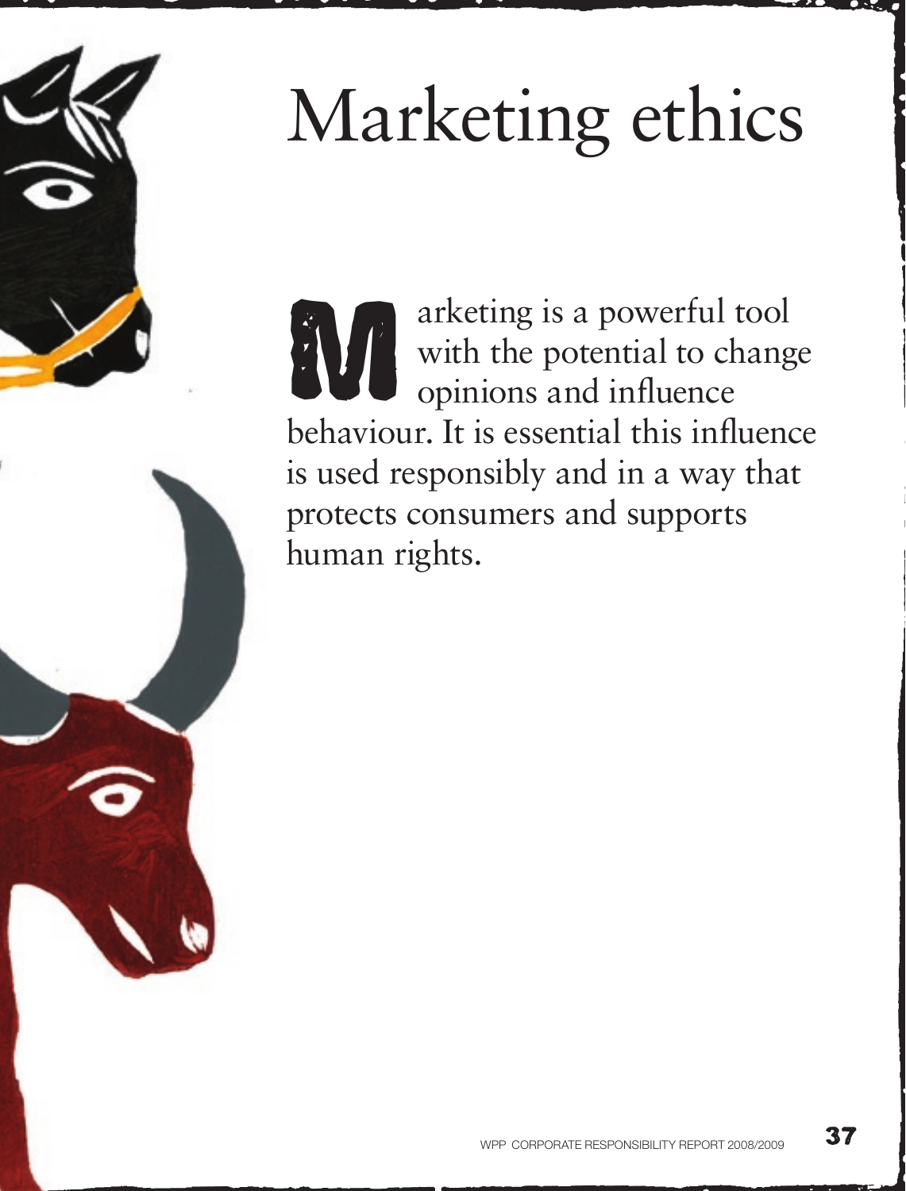# Marketing ethics

Marketing is a powerful tool with the potential to change opinions and influence behaviour. It is essential this influence is used responsibly and in a way that protects consumers and supports human rights.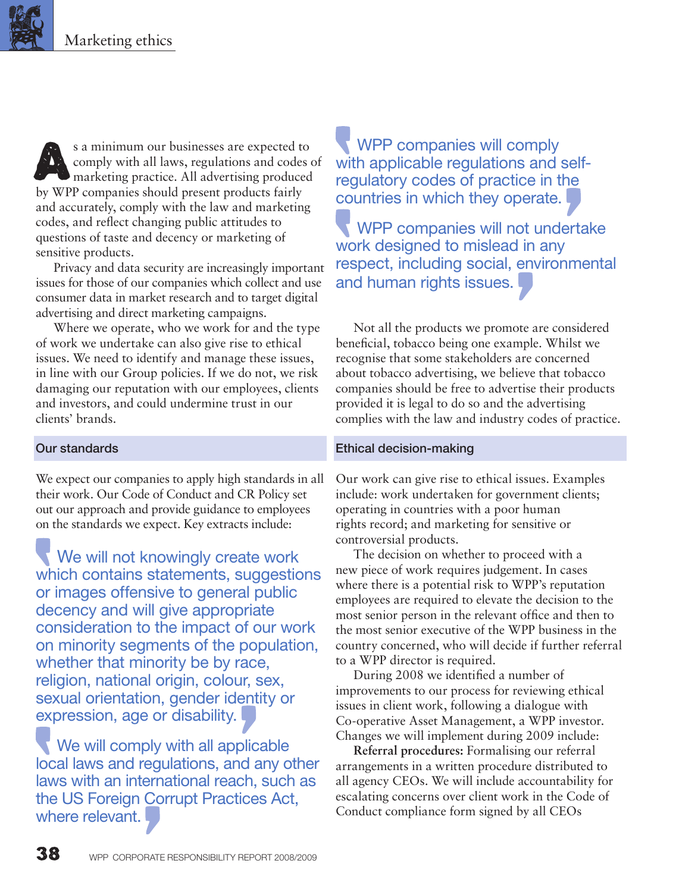# Marketing ethics

As a minimum our businesses are expected to comply with all laws, regulations and codes of marketing practice. All advertising produced by WPP companies should present products fairly and accurately, comply with the law and marketing codes, and reflect changing public attitudes to questions of taste and decency or marketing of sensitive products.

Privacy and data security are increasingly important issues for those of our companies which collect and use consumer data in market research and to target digital advertising and direct marketing campaigns.

Where we operate, who we work for and the type of work we undertake can also give rise to ethical issues. We need to identify and manage these issues, in line with our Group policies. If we do not, we risk damaging our reputation with our employees, clients and investors, and could undermine trust in our clients' brands.

> WPP companies will comply with applicable regulations and self-regulatory codes of practice in the countries in which they operate.

> WPP companies will not undertake work designed to mislead in any respect, including social, environmental and human rights issues.

Not all the products we promote are considered beneficial, tobacco being one example. Whilst we recognise that some stakeholders are concerned about tobacco advertising, we believe that tobacco companies should be free to advertise their products provided it is legal to do so and the advertising complies with the law and industry codes of practice.

## Our standards

We expect our companies to apply high standards in all their work. Our Code of Conduct and CR Policy set out our approach and provide guidance to employees on the standards we expect. Key extracts include:

> We will not knowingly create work which contains statements, suggestions or images offensive to general public decency and will give appropriate consideration to the impact of our work on minority segments of the population, whether that minority be by race, religion, national origin, colour, sex, sexual orientation, gender identity or expression, age or disability.

> We will comply with all applicable local laws and regulations, and any other laws with an international reach, such as the US Foreign Corrupt Practices Act, where relevant.

## Ethical decision-making

Our work can give rise to ethical issues. Examples include: work undertaken for government clients; operating in countries with a poor human rights record; and marketing for sensitive or controversial products.

The decision on whether to proceed with a new piece of work requires judgement. In cases where there is a potential risk to WPP's reputation employees are required to elevate the decision to the most senior person in the relevant office and then to the most senior executive of the WPP business in the country concerned, who will decide if further referral to a WPP director is required.

During 2008 we identified a number of improvements to our process for reviewing ethical issues in client work, following a dialogue with Co-operative Asset Management, a WPP investor. Changes we will implement during 2009 include:

**Referral procedures:** Formalising our referral arrangements in a written procedure distributed to all agency CEOs. We will include accountability for escalating concerns over client work in the Code of Conduct compliance form signed by all CEOs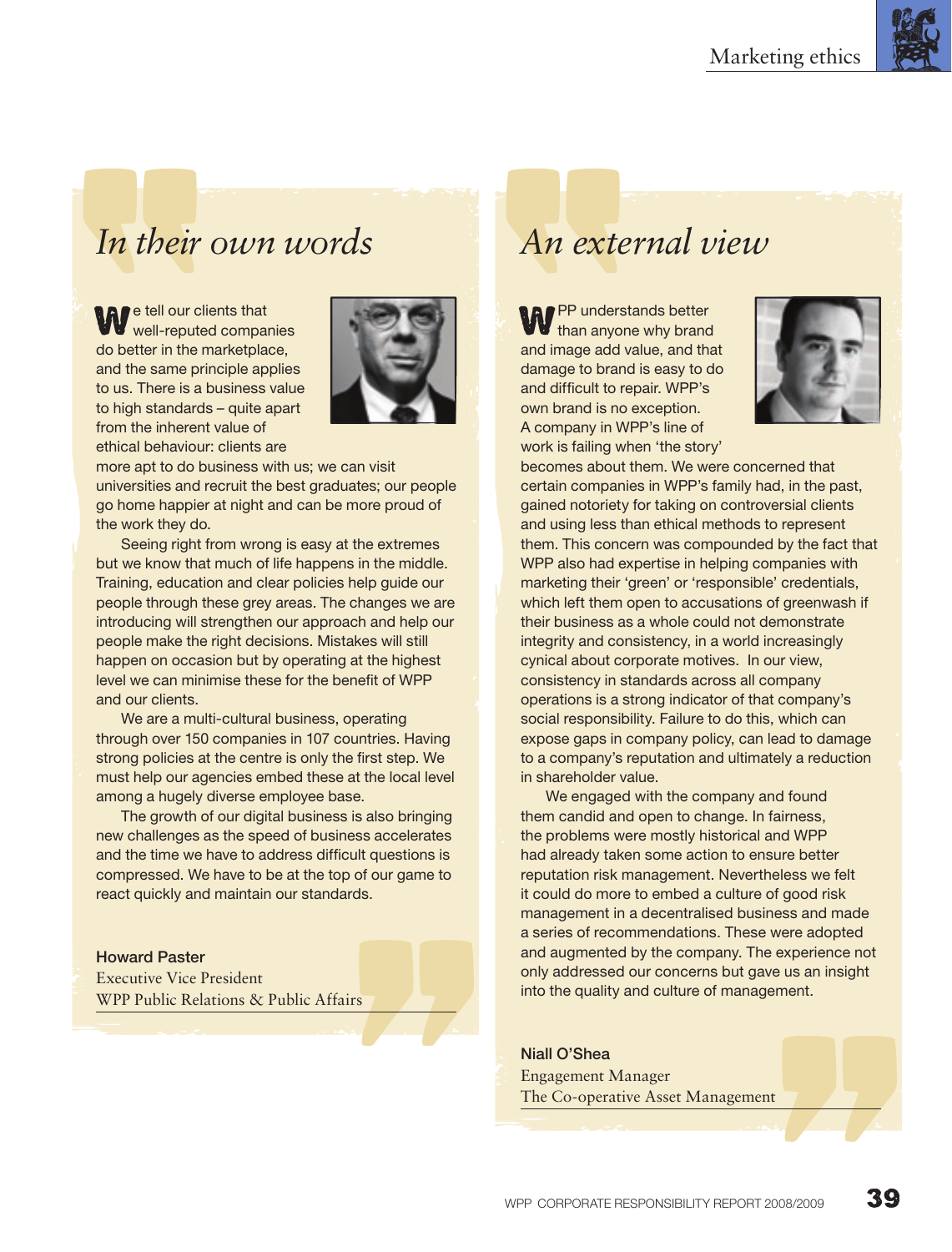## In their own words

We tell our clients that well-reputed companies do better in the marketplace, and the same principle applies to us. There is a business value to high standards – quite apart from the inherent value of ethical behaviour: clients are more apt to do business with us; we can visit universities and recruit the best graduates; our people go home happier at night and can be more proud of the work they do.

Seeing right from wrong is easy at the extremes but we know that much of life happens in the middle. Training, education and clear policies help guide our people through these grey areas. The changes we are introducing will strengthen our approach and help our people make the right decisions. Mistakes will still happen on occasion but by operating at the highest level we can minimise these for the benefit of WPP and our clients.

We are a multi-cultural business, operating through over 150 companies in 107 countries. Having strong policies at the centre is only the first step. We must help our agencies embed these at the local level among a hugely diverse employee base.

The growth of our digital business is also bringing new challenges as the speed of business accelerates and the time we have to address difficult questions is compressed. We have to be at the top of our game to react quickly and maintain our standards.

**Howard Paster**
Executive Vice President
WPP Public Relations & Public Affairs

## An external view

WPP understands better than anyone why brand and image add value, and that damage to brand is easy to do and difficult to repair. WPP's own brand is no exception. A company in WPP's line of work is failing when 'the story' becomes about them. We were concerned that certain companies in WPP's family had, in the past, gained notoriety for taking on controversial clients and using less than ethical methods to represent them. This concern was compounded by the fact that WPP also had expertise in helping companies with marketing their 'green' or 'responsible' credentials, which left them open to accusations of greenwash if their business as a whole could not demonstrate integrity and consistency, in a world increasingly cynical about corporate motives. In our view, consistency in standards across all company operations is a strong indicator of that company's social responsibility. Failure to do this, which can expose gaps in company policy, can lead to damage to a company's reputation and ultimately a reduction in shareholder value.

We engaged with the company and found them candid and open to change. In fairness, the problems were mostly historical and WPP had already taken some action to ensure better reputation risk management. Nevertheless we felt it could do more to embed a culture of good risk management in a decentralised business and made a series of recommendations. These were adopted and augmented by the company. The experience not only addressed our concerns but gave us an insight into the quality and culture of management.

**Niall O'Shea**
Engagement Manager
The Co-operative Asset Management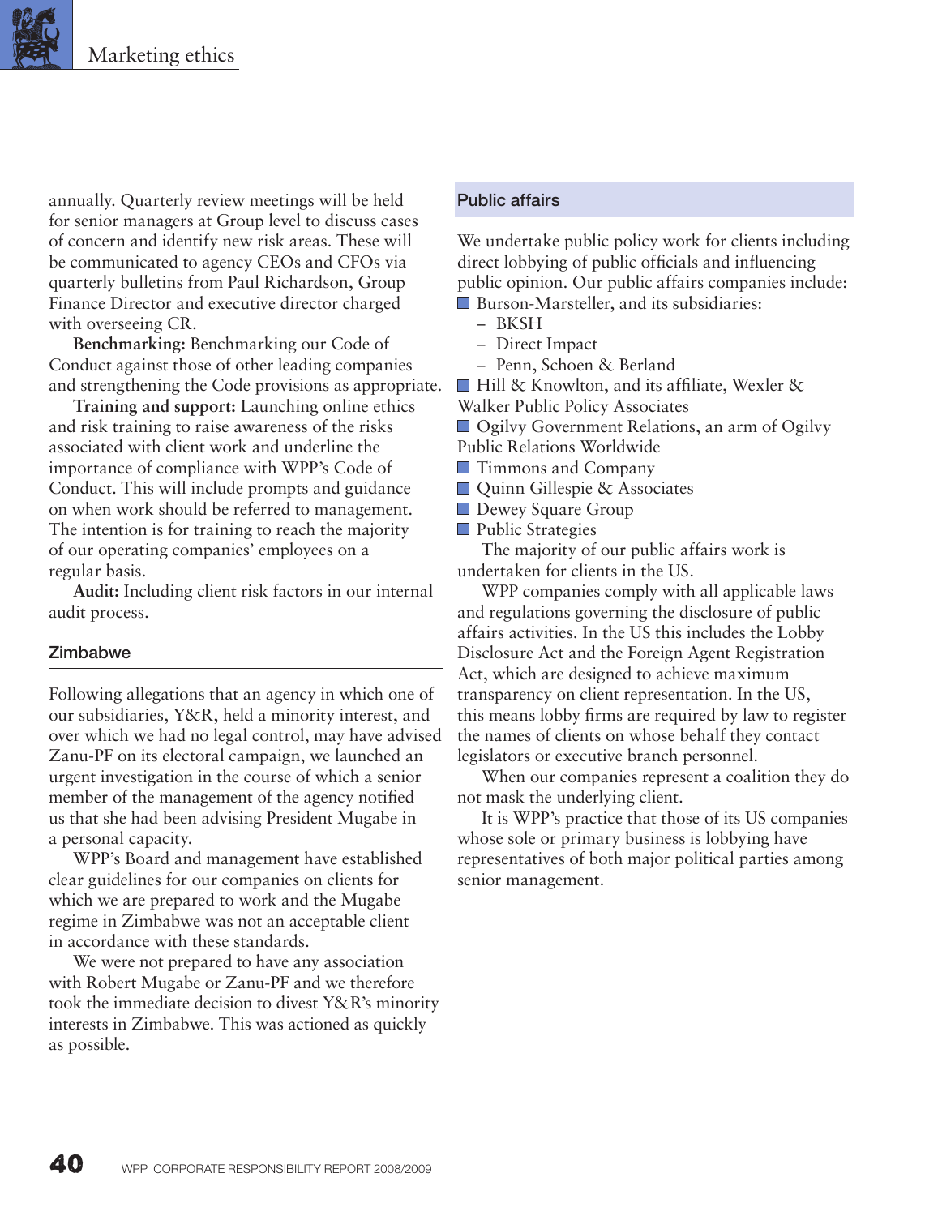annually. Quarterly review meetings will be held for senior managers at Group level to discuss cases of concern and identify new risk areas. These will be communicated to agency CEOs and CFOs via quarterly bulletins from Paul Richardson, Group Finance Director and executive director charged with overseeing CR.

**Benchmarking:** Benchmarking our Code of Conduct against those of other leading companies and strengthening the Code provisions as appropriate.

**Training and support:** Launching online ethics and risk training to raise awareness of the risks associated with client work and underline the importance of compliance with WPP's Code of Conduct. This will include prompts and guidance on when work should be referred to management. The intention is for training to reach the majority of our operating companies' employees on a regular basis.

**Audit:** Including client risk factors in our internal audit process.

## Zimbabwe

Following allegations that an agency in which one of our subsidiaries, Y&R, held a minority interest, and over which we had no legal control, may have advised Zanu-PF on its electoral campaign, we launched an urgent investigation in the course of which a senior member of the management of the agency notified us that she had been advising President Mugabe in a personal capacity.

WPP's Board and management have established clear guidelines for our companies on clients for which we are prepared to work and the Mugabe regime in Zimbabwe was not an acceptable client in accordance with these standards.

We were not prepared to have any association with Robert Mugabe or Zanu-PF and we therefore took the immediate decision to divest Y&R's minority interests in Zimbabwe. This was actioned as quickly as possible.

## Public affairs

We undertake public policy work for clients including direct lobbying of public officials and influencing public opinion. Our public affairs companies include:

- Burson-Marsteller, and its subsidiaries:
  - BKSH
  - Direct Impact
  - Penn, Schoen & Berland
- Hill & Knowlton, and its affiliate, Wexler & Walker Public Policy Associates
- Ogilvy Government Relations, an arm of Ogilvy Public Relations Worldwide
- Timmons and Company
- Quinn Gillespie & Associates
- Dewey Square Group
- Public Strategies

The majority of our public affairs work is undertaken for clients in the US.

WPP companies comply with all applicable laws and regulations governing the disclosure of public affairs activities. In the US this includes the Lobby Disclosure Act and the Foreign Agent Registration Act, which are designed to achieve maximum transparency on client representation. In the US, this means lobby firms are required by law to register the names of clients on whose behalf they contact legislators or executive branch personnel.

When our companies represent a coalition they do not mask the underlying client.

It is WPP's practice that those of its US companies whose sole or primary business is lobbying have representatives of both major political parties among senior management.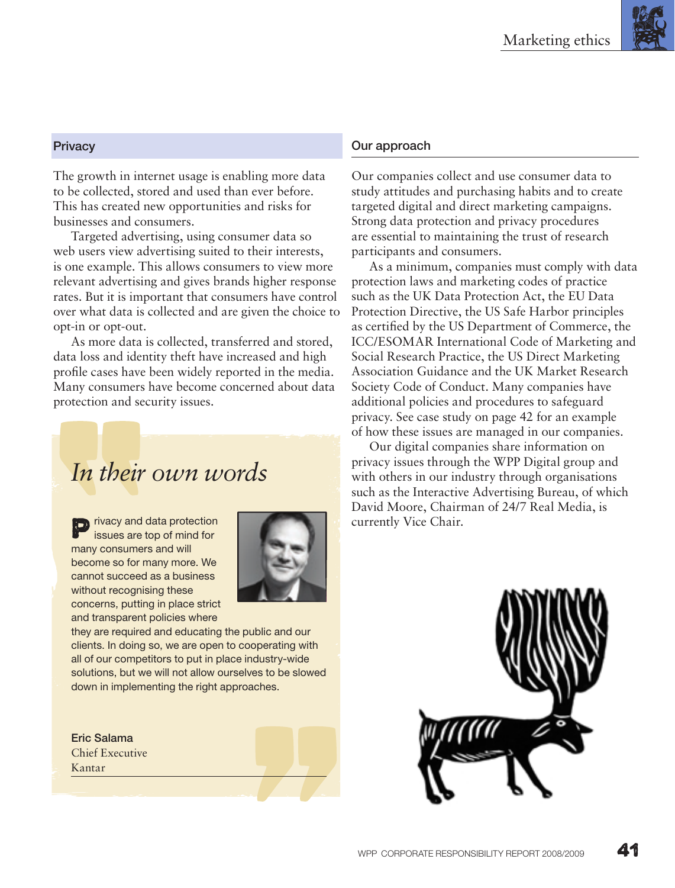## Privacy

The growth in internet usage is enabling more data to be collected, stored and used than ever before. This has created new opportunities and risks for businesses and consumers.

Targeted advertising, using consumer data so web users view advertising suited to their interests, is one example. This allows consumers to view more relevant advertising and gives brands higher response rates. But it is important that consumers have control over what data is collected and are given the choice to opt-in or opt-out.

As more data is collected, transferred and stored, data loss and identity theft have increased and high profile cases have been widely reported in the media. Many consumers have become concerned about data protection and security issues.

### *In their own words*

Privacy and data protection issues are top of mind for many consumers and will become so for many more. We cannot succeed as a business without recognising these concerns, putting in place strict and transparent policies where they are required and educating the public and our clients. In doing so, we are open to cooperating with all of our competitors to put in place industry-wide solutions, but we will not allow ourselves to be slowed down in implementing the right approaches.

**Eric Salama**
Chief Executive
Kantar

## Our approach

Our companies collect and use consumer data to study attitudes and purchasing habits and to create targeted digital and direct marketing campaigns. Strong data protection and privacy procedures are essential to maintaining the trust of research participants and consumers.

As a minimum, companies must comply with data protection laws and marketing codes of practice such as the UK Data Protection Act, the EU Data Protection Directive, the US Safe Harbor principles as certified by the US Department of Commerce, the ICC/ESOMAR International Code of Marketing and Social Research Practice, the US Direct Marketing Association Guidance and the UK Market Research Society Code of Conduct. Many companies have additional policies and procedures to safeguard privacy. See case study on page 42 for an example of how these issues are managed in our companies.

Our digital companies share information on privacy issues through the WPP Digital group and with others in our industry through organisations such as the Interactive Advertising Bureau, of which David Moore, Chairman of 24/7 Real Media, is currently Vice Chair.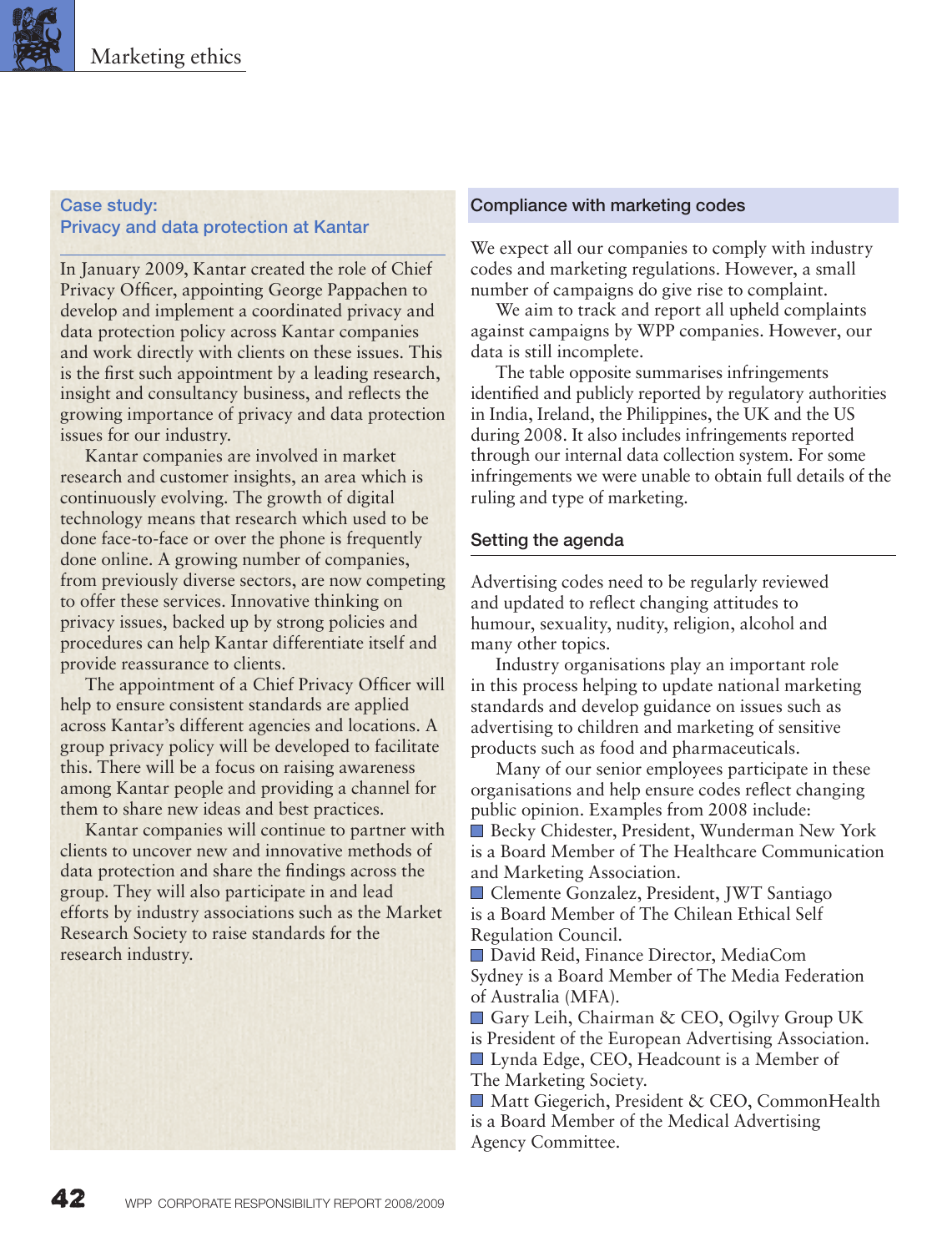## Case study: Privacy and data protection at Kantar

In January 2009, Kantar created the role of Chief Privacy Officer, appointing George Pappachen to develop and implement a coordinated privacy and data protection policy across Kantar companies and work directly with clients on these issues. This is the first such appointment by a leading research, insight and consultancy business, and reflects the growing importance of privacy and data protection issues for our industry.

Kantar companies are involved in market research and customer insights, an area which is continuously evolving. The growth of digital technology means that research which used to be done face-to-face or over the phone is frequently done online. A growing number of companies, from previously diverse sectors, are now competing to offer these services. Innovative thinking on privacy issues, backed up by strong policies and procedures can help Kantar differentiate itself and provide reassurance to clients.

The appointment of a Chief Privacy Officer will help to ensure consistent standards are applied across Kantar's different agencies and locations. A group privacy policy will be developed to facilitate this. There will be a focus on raising awareness among Kantar people and providing a channel for them to share new ideas and best practices.

Kantar companies will continue to partner with clients to uncover new and innovative methods of data protection and share the findings across the group. They will also participate in and lead efforts by industry associations such as the Market Research Society to raise standards for the research industry.

## Compliance with marketing codes

We expect all our companies to comply with industry codes and marketing regulations. However, a small number of campaigns do give rise to complaint.

We aim to track and report all upheld complaints against campaigns by WPP companies. However, our data is still incomplete.

The table opposite summarises infringements identified and publicly reported by regulatory authorities in India, Ireland, the Philippines, the UK and the US during 2008. It also includes infringements reported through our internal data collection system. For some infringements we were unable to obtain full details of the ruling and type of marketing.

## Setting the agenda

Advertising codes need to be regularly reviewed and updated to reflect changing attitudes to humour, sexuality, nudity, religion, alcohol and many other topics.

Industry organisations play an important role in this process helping to update national marketing standards and develop guidance on issues such as advertising to children and marketing of sensitive products such as food and pharmaceuticals.

Many of our senior employees participate in these organisations and help ensure codes reflect changing public opinion. Examples from 2008 include:

- Becky Chidester, President, Wunderman New York is a Board Member of The Healthcare Communication and Marketing Association.
- Clemente Gonzalez, President, JWT Santiago is a Board Member of The Chilean Ethical Self Regulation Council.
- David Reid, Finance Director, MediaCom Sydney is a Board Member of The Media Federation of Australia (MFA).
- Gary Leih, Chairman & CEO, Ogilvy Group UK is President of the European Advertising Association.
- Lynda Edge, CEO, Headcount is a Member of The Marketing Society.
- Matt Giegerich, President & CEO, CommonHealth is a Board Member of the Medical Advertising Agency Committee.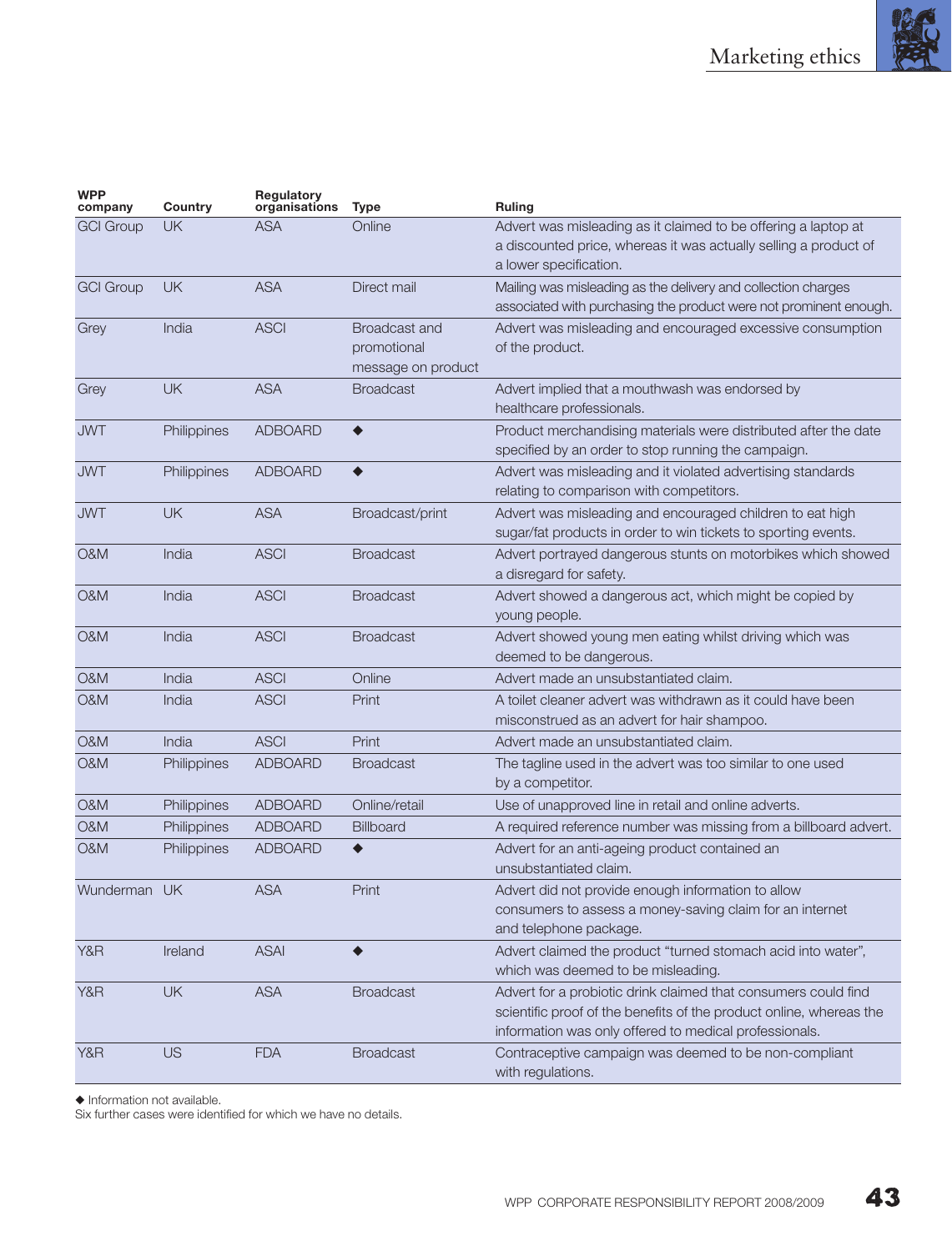| WPP company | Country | Regulatory organisations | Type | Ruling |
|---|---|---|---|---|
| GCI Group | UK | ASA | Online | Advert was misleading as it claimed to be offering a laptop at a discounted price, whereas it was actually selling a product of a lower specification. |
| GCI Group | UK | ASA | Direct mail | Mailing was misleading as the delivery and collection charges associated with purchasing the product were not prominent enough. |
| Grey | India | ASCI | Broadcast and promotional message on product | Advert was misleading and encouraged excessive consumption of the product. |
| Grey | UK | ASA | Broadcast | Advert implied that a mouthwash was endorsed by healthcare professionals. |
| JWT | Philippines | ADBOARD | ◆ | Product merchandising materials were distributed after the date specified by an order to stop running the campaign. |
| JWT | Philippines | ADBOARD | ◆ | Advert was misleading and it violated advertising standards relating to comparison with competitors. |
| JWT | UK | ASA | Broadcast/print | Advert was misleading and encouraged children to eat high sugar/fat products in order to win tickets to sporting events. |
| O&M | India | ASCI | Broadcast | Advert portrayed dangerous stunts on motorbikes which showed a disregard for safety. |
| O&M | India | ASCI | Broadcast | Advert showed a dangerous act, which might be copied by young people. |
| O&M | India | ASCI | Broadcast | Advert showed young men eating whilst driving which was deemed to be dangerous. |
| O&M | India | ASCI | Online | Advert made an unsubstantiated claim. |
| O&M | India | ASCI | Print | A toilet cleaner advert was withdrawn as it could have been misconstrued as an advert for hair shampoo. |
| O&M | India | ASCI | Print | Advert made an unsubstantiated claim. |
| O&M | Philippines | ADBOARD | Broadcast | The tagline used in the advert was too similar to one used by a competitor. |
| O&M | Philippines | ADBOARD | Online/retail | Use of unapproved line in retail and online adverts. |
| O&M | Philippines | ADBOARD | Billboard | A required reference number was missing from a billboard advert. |
| O&M | Philippines | ADBOARD | ◆ | Advert for an anti-ageing product contained an unsubstantiated claim. |
| Wunderman | UK | ASA | Print | Advert did not provide enough information to allow consumers to assess a money-saving claim for an internet and telephone package. |
| Y&R | Ireland | ASAI | ◆ | Advert claimed the product "turned stomach acid into water", which was deemed to be misleading. |
| Y&R | UK | ASA | Broadcast | Advert for a probiotic drink claimed that consumers could find scientific proof of the benefits of the product online, whereas the information was only offered to medical professionals. |
| Y&R | US | FDA | Broadcast | Contraceptive campaign was deemed to be non-compliant with regulations. |

◆ Information not available.
Six further cases were identified for which we have no details.